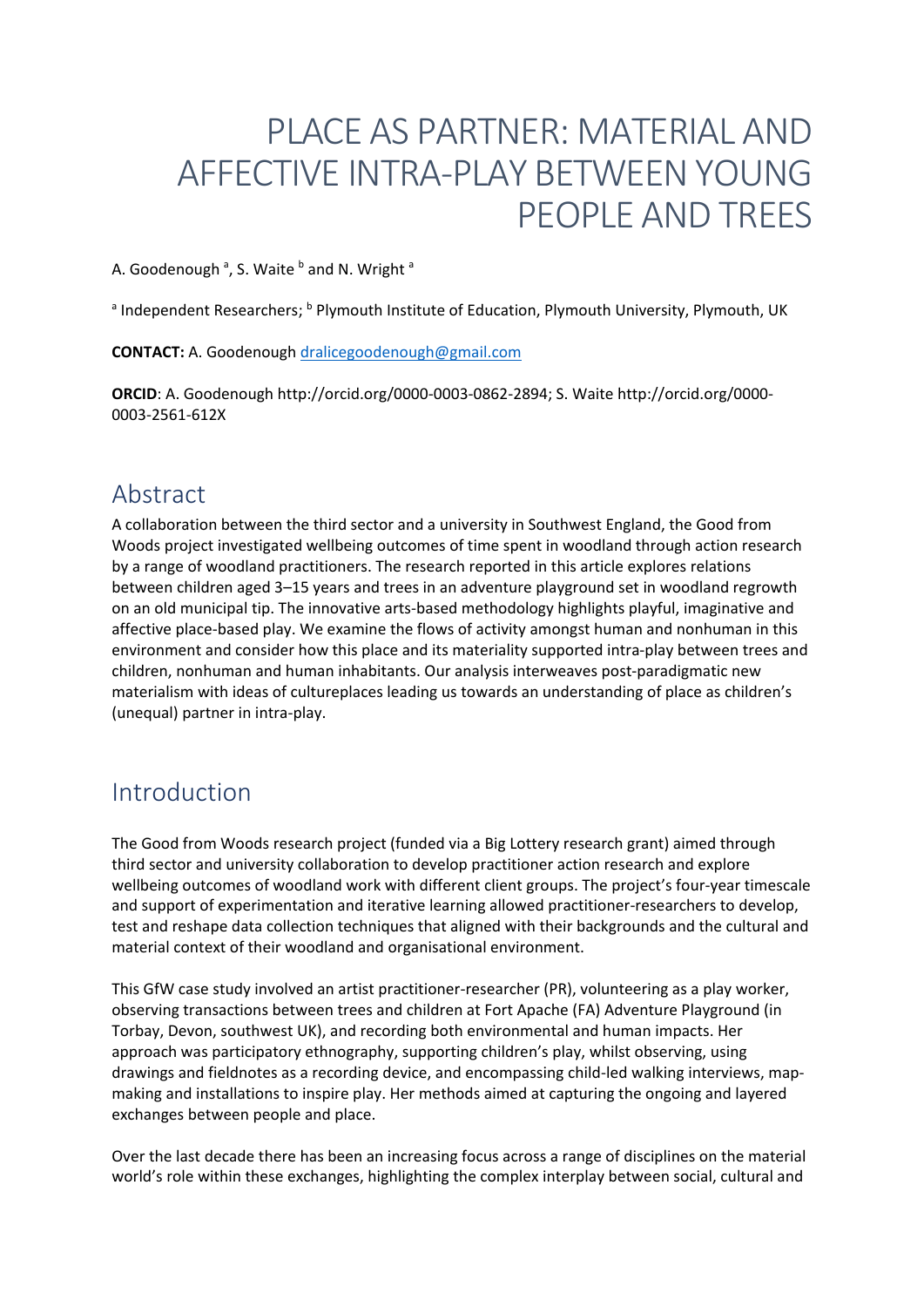# PLACE AS PARTNER: MATERIAL AND AFFECTIVE INTRA-PLAY BETWEEN YOUNG PEOPLE AND TREES

A. Goodenough [a], S. Waite [b] and N. Wright [a]

[a] Independent Researchers; [b] Plymouth Institute of Education, Plymouth University, Plymouth, UK

**CONTACT:** A. Goodenough dralicegoodenough@gmail.com

**ORCID**: A. Goodenough http://orcid.org/0000-0003-0862-2894; S. Waite http://orcid.org/0000-0003-2561-612X

## Abstract

A collaboration between the third sector and a university in Southwest England, the Good from Woods project investigated wellbeing outcomes of time spent in woodland through action research by a range of woodland practitioners. The research reported in this article explores relations between children aged 3–15 years and trees in an adventure playground set in woodland regrowth on an old municipal tip. The innovative arts-based methodology highlights playful, imaginative and affective place-based play. We examine the flows of activity amongst human and nonhuman in this environment and consider how this place and its materiality supported intra-play between trees and children, nonhuman and human inhabitants. Our analysis interweaves post-paradigmatic new materialism with ideas of cultureplaces leading us towards an understanding of place as children's (unequal) partner in intra-play.

## Introduction

The Good from Woods research project (funded via a Big Lottery research grant) aimed through third sector and university collaboration to develop practitioner action research and explore wellbeing outcomes of woodland work with different client groups. The project's four-year timescale and support of experimentation and iterative learning allowed practitioner-researchers to develop, test and reshape data collection techniques that aligned with their backgrounds and the cultural and material context of their woodland and organisational environment.

This GfW case study involved an artist practitioner-researcher (PR), volunteering as a play worker, observing transactions between trees and children at Fort Apache (FA) Adventure Playground (in Torbay, Devon, southwest UK), and recording both environmental and human impacts. Her approach was participatory ethnography, supporting children's play, whilst observing, using drawings and fieldnotes as a recording device, and encompassing child-led walking interviews, map-making and installations to inspire play. Her methods aimed at capturing the ongoing and layered exchanges between people and place.

Over the last decade there has been an increasing focus across a range of disciplines on the material world's role within these exchanges, highlighting the complex interplay between social, cultural and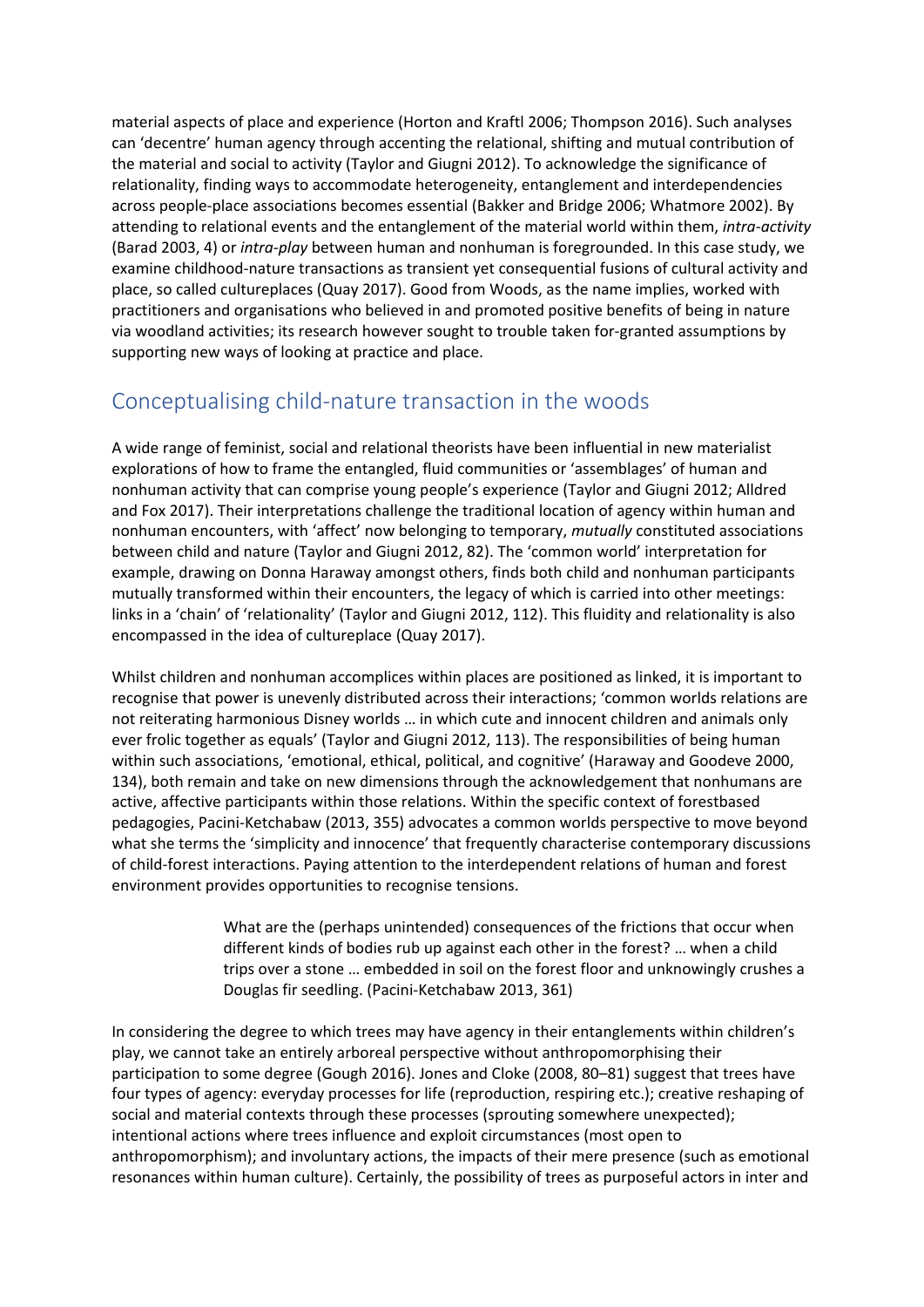material aspects of place and experience (Horton and Kraftl 2006; Thompson 2016). Such analyses can 'decentre' human agency through accenting the relational, shifting and mutual contribution of the material and social to activity (Taylor and Giugni 2012). To acknowledge the significance of relationality, finding ways to accommodate heterogeneity, entanglement and interdependencies across people-place associations becomes essential (Bakker and Bridge 2006; Whatmore 2002). By attending to relational events and the entanglement of the material world within them, *intra-activity* (Barad 2003, 4) or *intra-play* between human and nonhuman is foregrounded. In this case study, we examine childhood-nature transactions as transient yet consequential fusions of cultural activity and place, so called cultureplaces (Quay 2017). Good from Woods, as the name implies, worked with practitioners and organisations who believed in and promoted positive benefits of being in nature via woodland activities; its research however sought to trouble taken for-granted assumptions by supporting new ways of looking at practice and place.

## Conceptualising child-nature transaction in the woods

A wide range of feminist, social and relational theorists have been influential in new materialist explorations of how to frame the entangled, fluid communities or 'assemblages' of human and nonhuman activity that can comprise young people's experience (Taylor and Giugni 2012; Alldred and Fox 2017). Their interpretations challenge the traditional location of agency within human and nonhuman encounters, with 'affect' now belonging to temporary, *mutually* constituted associations between child and nature (Taylor and Giugni 2012, 82). The 'common world' interpretation for example, drawing on Donna Haraway amongst others, finds both child and nonhuman participants mutually transformed within their encounters, the legacy of which is carried into other meetings: links in a 'chain' of 'relationality' (Taylor and Giugni 2012, 112). This fluidity and relationality is also encompassed in the idea of cultureplace (Quay 2017).

Whilst children and nonhuman accomplices within places are positioned as linked, it is important to recognise that power is unevenly distributed across their interactions; 'common worlds relations are not reiterating harmonious Disney worlds … in which cute and innocent children and animals only ever frolic together as equals' (Taylor and Giugni 2012, 113). The responsibilities of being human within such associations, 'emotional, ethical, political, and cognitive' (Haraway and Goodeve 2000, 134), both remain and take on new dimensions through the acknowledgement that nonhumans are active, affective participants within those relations. Within the specific context of forestbased pedagogies, Pacini-Ketchabaw (2013, 355) advocates a common worlds perspective to move beyond what she terms the 'simplicity and innocence' that frequently characterise contemporary discussions of child-forest interactions. Paying attention to the interdependent relations of human and forest environment provides opportunities to recognise tensions.

> What are the (perhaps unintended) consequences of the frictions that occur when different kinds of bodies rub up against each other in the forest? … when a child trips over a stone … embedded in soil on the forest floor and unknowingly crushes a Douglas fir seedling. (Pacini-Ketchabaw 2013, 361)

In considering the degree to which trees may have agency in their entanglements within children's play, we cannot take an entirely arboreal perspective without anthropomorphising their participation to some degree (Gough 2016). Jones and Cloke (2008, 80–81) suggest that trees have four types of agency: everyday processes for life (reproduction, respiring etc.); creative reshaping of social and material contexts through these processes (sprouting somewhere unexpected); intentional actions where trees influence and exploit circumstances (most open to anthropomorphism); and involuntary actions, the impacts of their mere presence (such as emotional resonances within human culture). Certainly, the possibility of trees as purposeful actors in inter and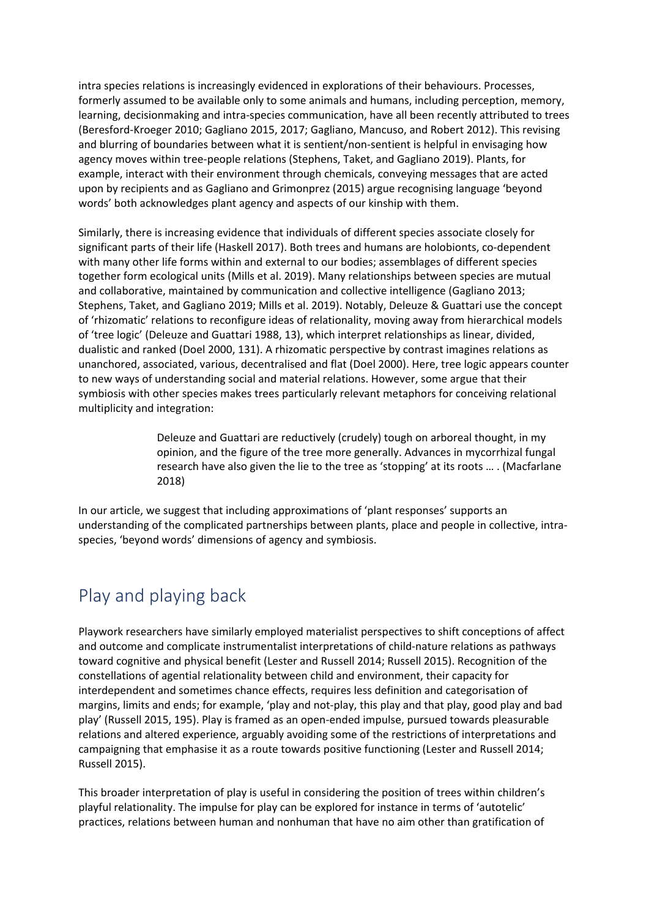intra species relations is increasingly evidenced in explorations of their behaviours. Processes, formerly assumed to be available only to some animals and humans, including perception, memory, learning, decisionmaking and intra-species communication, have all been recently attributed to trees (Beresford-Kroeger 2010; Gagliano 2015, 2017; Gagliano, Mancuso, and Robert 2012). This revising and blurring of boundaries between what it is sentient/non-sentient is helpful in envisaging how agency moves within tree-people relations (Stephens, Taket, and Gagliano 2019). Plants, for example, interact with their environment through chemicals, conveying messages that are acted upon by recipients and as Gagliano and Grimonprez (2015) argue recognising language 'beyond words' both acknowledges plant agency and aspects of our kinship with them.

Similarly, there is increasing evidence that individuals of different species associate closely for significant parts of their life (Haskell 2017). Both trees and humans are holobionts, co-dependent with many other life forms within and external to our bodies; assemblages of different species together form ecological units (Mills et al. 2019). Many relationships between species are mutual and collaborative, maintained by communication and collective intelligence (Gagliano 2013; Stephens, Taket, and Gagliano 2019; Mills et al. 2019). Notably, Deleuze & Guattari use the concept of 'rhizomatic' relations to reconfigure ideas of relationality, moving away from hierarchical models of 'tree logic' (Deleuze and Guattari 1988, 13), which interpret relationships as linear, divided, dualistic and ranked (Doel 2000, 131). A rhizomatic perspective by contrast imagines relations as unanchored, associated, various, decentralised and flat (Doel 2000). Here, tree logic appears counter to new ways of understanding social and material relations. However, some argue that their symbiosis with other species makes trees particularly relevant metaphors for conceiving relational multiplicity and integration:

> Deleuze and Guattari are reductively (crudely) tough on arboreal thought, in my opinion, and the figure of the tree more generally. Advances in mycorrhizal fungal research have also given the lie to the tree as 'stopping' at its roots … . (Macfarlane 2018)

In our article, we suggest that including approximations of 'plant responses' supports an understanding of the complicated partnerships between plants, place and people in collective, intra-species, 'beyond words' dimensions of agency and symbiosis.

## Play and playing back

Playwork researchers have similarly employed materialist perspectives to shift conceptions of affect and outcome and complicate instrumentalist interpretations of child-nature relations as pathways toward cognitive and physical benefit (Lester and Russell 2014; Russell 2015). Recognition of the constellations of agential relationality between child and environment, their capacity for interdependent and sometimes chance effects, requires less definition and categorisation of margins, limits and ends; for example, 'play and not-play, this play and that play, good play and bad play' (Russell 2015, 195). Play is framed as an open-ended impulse, pursued towards pleasurable relations and altered experience, arguably avoiding some of the restrictions of interpretations and campaigning that emphasise it as a route towards positive functioning (Lester and Russell 2014; Russell 2015).

This broader interpretation of play is useful in considering the position of trees within children's playful relationality. The impulse for play can be explored for instance in terms of 'autotelic' practices, relations between human and nonhuman that have no aim other than gratification of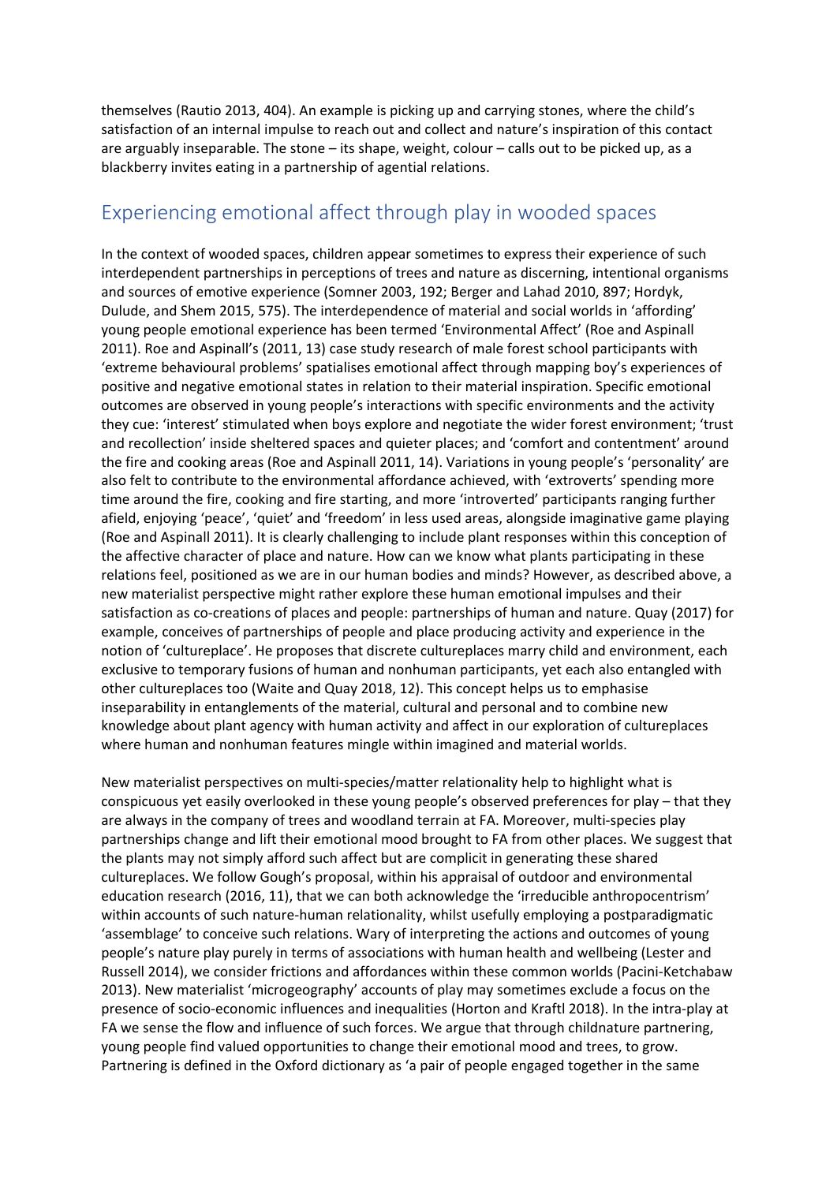themselves (Rautio 2013, 404). An example is picking up and carrying stones, where the child's satisfaction of an internal impulse to reach out and collect and nature's inspiration of this contact are arguably inseparable. The stone – its shape, weight, colour – calls out to be picked up, as a blackberry invites eating in a partnership of agential relations.

## Experiencing emotional affect through play in wooded spaces

In the context of wooded spaces, children appear sometimes to express their experience of such interdependent partnerships in perceptions of trees and nature as discerning, intentional organisms and sources of emotive experience (Somner 2003, 192; Berger and Lahad 2010, 897; Hordyk, Dulude, and Shem 2015, 575). The interdependence of material and social worlds in 'affording' young people emotional experience has been termed 'Environmental Affect' (Roe and Aspinall 2011). Roe and Aspinall's (2011, 13) case study research of male forest school participants with 'extreme behavioural problems' spatialises emotional affect through mapping boy's experiences of positive and negative emotional states in relation to their material inspiration. Specific emotional outcomes are observed in young people's interactions with specific environments and the activity they cue: 'interest' stimulated when boys explore and negotiate the wider forest environment; 'trust and recollection' inside sheltered spaces and quieter places; and 'comfort and contentment' around the fire and cooking areas (Roe and Aspinall 2011, 14). Variations in young people's 'personality' are also felt to contribute to the environmental affordance achieved, with 'extroverts' spending more time around the fire, cooking and fire starting, and more 'introverted' participants ranging further afield, enjoying 'peace', 'quiet' and 'freedom' in less used areas, alongside imaginative game playing (Roe and Aspinall 2011). It is clearly challenging to include plant responses within this conception of the affective character of place and nature. How can we know what plants participating in these relations feel, positioned as we are in our human bodies and minds? However, as described above, a new materialist perspective might rather explore these human emotional impulses and their satisfaction as co-creations of places and people: partnerships of human and nature. Quay (2017) for example, conceives of partnerships of people and place producing activity and experience in the notion of 'cultureplace'. He proposes that discrete cultureplaces marry child and environment, each exclusive to temporary fusions of human and nonhuman participants, yet each also entangled with other cultureplaces too (Waite and Quay 2018, 12). This concept helps us to emphasise inseparability in entanglements of the material, cultural and personal and to combine new knowledge about plant agency with human activity and affect in our exploration of cultureplaces where human and nonhuman features mingle within imagined and material worlds.

New materialist perspectives on multi-species/matter relationality help to highlight what is conspicuous yet easily overlooked in these young people's observed preferences for play – that they are always in the company of trees and woodland terrain at FA. Moreover, multi-species play partnerships change and lift their emotional mood brought to FA from other places. We suggest that the plants may not simply afford such affect but are complicit in generating these shared cultureplaces. We follow Gough's proposal, within his appraisal of outdoor and environmental education research (2016, 11), that we can both acknowledge the 'irreducible anthropocentrism' within accounts of such nature-human relationality, whilst usefully employing a postparadigmatic 'assemblage' to conceive such relations. Wary of interpreting the actions and outcomes of young people's nature play purely in terms of associations with human health and wellbeing (Lester and Russell 2014), we consider frictions and affordances within these common worlds (Pacini-Ketchabaw 2013). New materialist 'microgeography' accounts of play may sometimes exclude a focus on the presence of socio-economic influences and inequalities (Horton and Kraftl 2018). In the intra-play at FA we sense the flow and influence of such forces. We argue that through childnature partnering, young people find valued opportunities to change their emotional mood and trees, to grow. Partnering is defined in the Oxford dictionary as 'a pair of people engaged together in the same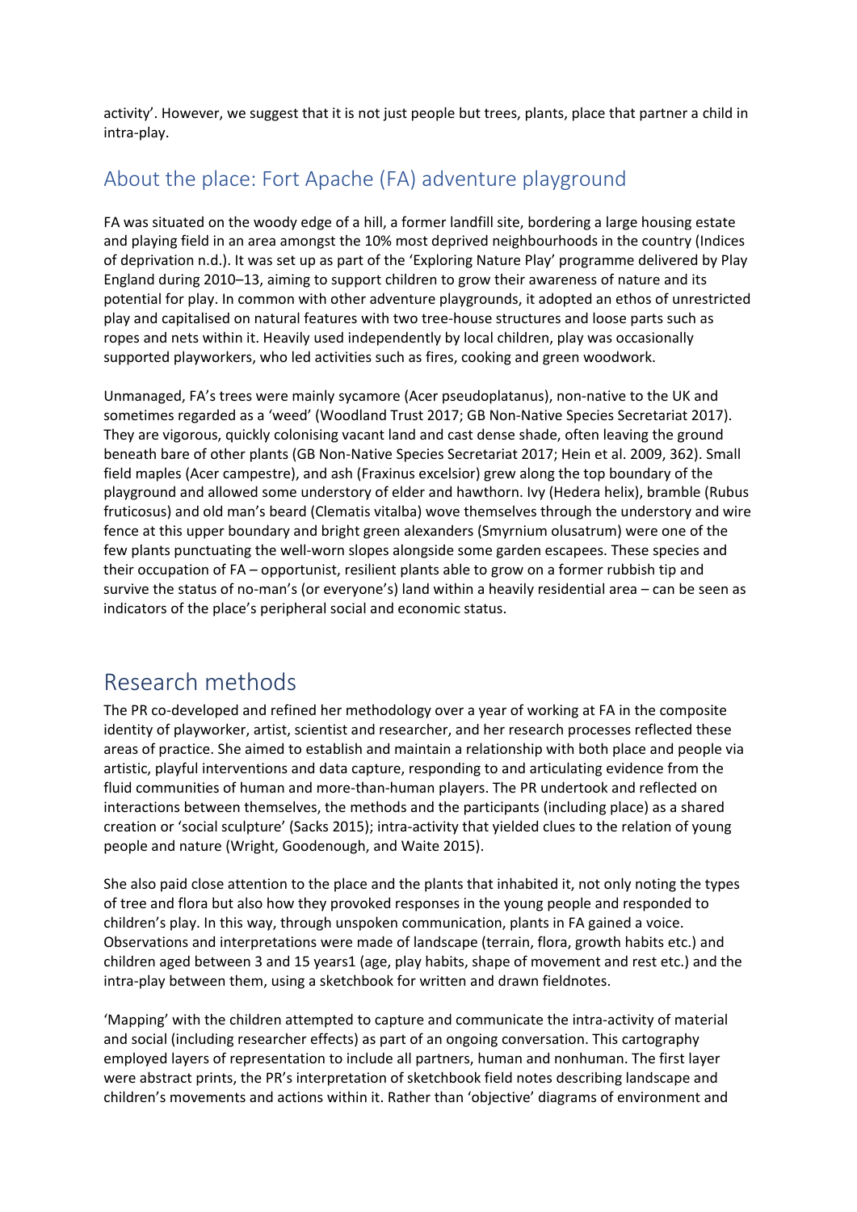activity'. However, we suggest that it is not just people but trees, plants, place that partner a child in intra-play.

## About the place: Fort Apache (FA) adventure playground

FA was situated on the woody edge of a hill, a former landfill site, bordering a large housing estate and playing field in an area amongst the 10% most deprived neighbourhoods in the country (Indices of deprivation n.d.). It was set up as part of the 'Exploring Nature Play' programme delivered by Play England during 2010–13, aiming to support children to grow their awareness of nature and its potential for play. In common with other adventure playgrounds, it adopted an ethos of unrestricted play and capitalised on natural features with two tree-house structures and loose parts such as ropes and nets within it. Heavily used independently by local children, play was occasionally supported playworkers, who led activities such as fires, cooking and green woodwork.

Unmanaged, FA's trees were mainly sycamore (Acer pseudoplatanus), non-native to the UK and sometimes regarded as a 'weed' (Woodland Trust 2017; GB Non-Native Species Secretariat 2017). They are vigorous, quickly colonising vacant land and cast dense shade, often leaving the ground beneath bare of other plants (GB Non-Native Species Secretariat 2017; Hein et al. 2009, 362). Small field maples (Acer campestre), and ash (Fraxinus excelsior) grew along the top boundary of the playground and allowed some understory of elder and hawthorn. Ivy (Hedera helix), bramble (Rubus fruticosus) and old man's beard (Clematis vitalba) wove themselves through the understory and wire fence at this upper boundary and bright green alexanders (Smyrnium olusatrum) were one of the few plants punctuating the well-worn slopes alongside some garden escapees. These species and their occupation of FA – opportunist, resilient plants able to grow on a former rubbish tip and survive the status of no-man's (or everyone's) land within a heavily residential area – can be seen as indicators of the place's peripheral social and economic status.

# Research methods

The PR co-developed and refined her methodology over a year of working at FA in the composite identity of playworker, artist, scientist and researcher, and her research processes reflected these areas of practice. She aimed to establish and maintain a relationship with both place and people via artistic, playful interventions and data capture, responding to and articulating evidence from the fluid communities of human and more-than-human players. The PR undertook and reflected on interactions between themselves, the methods and the participants (including place) as a shared creation or 'social sculpture' (Sacks 2015); intra-activity that yielded clues to the relation of young people and nature (Wright, Goodenough, and Waite 2015).

She also paid close attention to the place and the plants that inhabited it, not only noting the types of tree and flora but also how they provoked responses in the young people and responded to children's play. In this way, through unspoken communication, plants in FA gained a voice. Observations and interpretations were made of landscape (terrain, flora, growth habits etc.) and children aged between 3 and 15 years[1] (age, play habits, shape of movement and rest etc.) and the intra-play between them, using a sketchbook for written and drawn fieldnotes.

'Mapping' with the children attempted to capture and communicate the intra-activity of material and social (including researcher effects) as part of an ongoing conversation. This cartography employed layers of representation to include all partners, human and nonhuman. The first layer were abstract prints, the PR's interpretation of sketchbook field notes describing landscape and children's movements and actions within it. Rather than 'objective' diagrams of environment and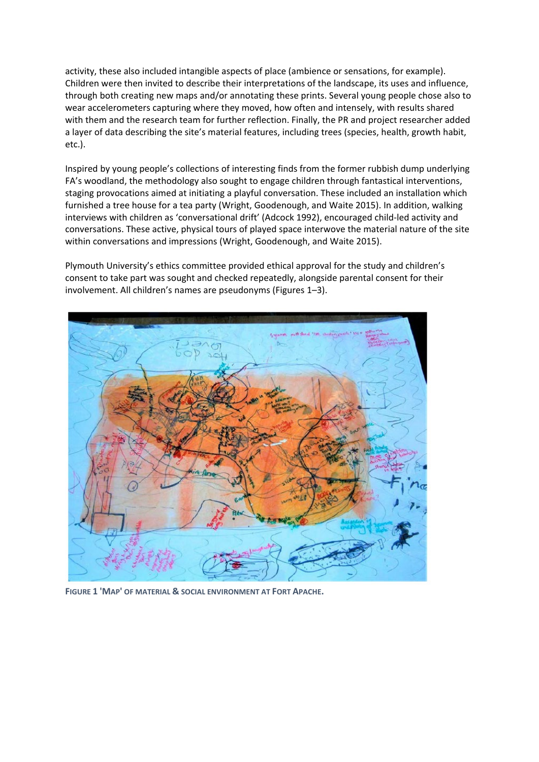activity, these also included intangible aspects of place (ambience or sensations, for example). Children were then invited to describe their interpretations of the landscape, its uses and influence, through both creating new maps and/or annotating these prints. Several young people chose also to wear accelerometers capturing where they moved, how often and intensely, with results shared with them and the research team for further reflection. Finally, the PR and project researcher added a layer of data describing the site's material features, including trees (species, health, growth habit, etc.).

Inspired by young people's collections of interesting finds from the former rubbish dump underlying FA's woodland, the methodology also sought to engage children through fantastical interventions, staging provocations aimed at initiating a playful conversation. These included an installation which furnished a tree house for a tea party (Wright, Goodenough, and Waite 2015). In addition, walking interviews with children as 'conversational drift' (Adcock 1992), encouraged child-led activity and conversations. These active, physical tours of played space interwove the material nature of the site within conversations and impressions (Wright, Goodenough, and Waite 2015).

Plymouth University's ethics committee provided ethical approval for the study and children's consent to take part was sought and checked repeatedly, alongside parental consent for their involvement. All children's names are pseudonyms (Figures 1–3).

**FIGURE 1 'MAP' OF MATERIAL & SOCIAL ENVIRONMENT AT FORT APACHE.**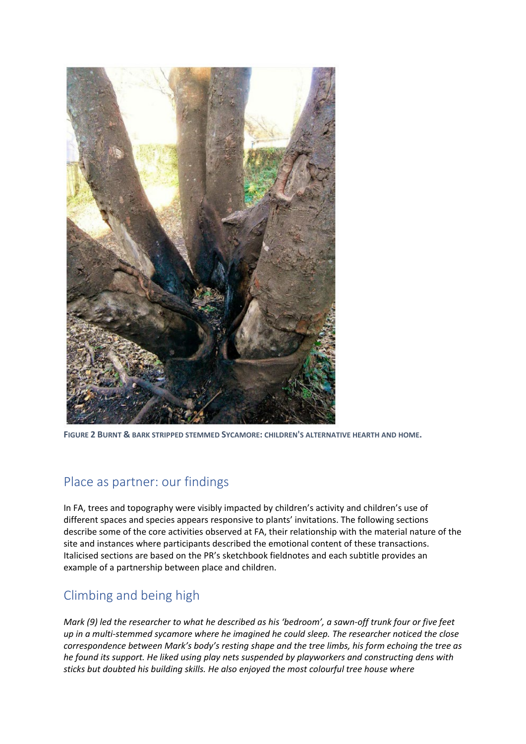**Figure 2 Burnt & bark stripped stemmed Sycamore: children's alternative hearth and home.**

## Place as partner: our findings

In FA, trees and topography were visibly impacted by children's activity and children's use of different spaces and species appears responsive to plants' invitations. The following sections describe some of the core activities observed at FA, their relationship with the material nature of the site and instances where participants described the emotional content of these transactions. Italicised sections are based on the PR's sketchbook fieldnotes and each subtitle provides an example of a partnership between place and children.

## Climbing and being high

*Mark (9) led the researcher to what he described as his 'bedroom', a sawn-off trunk four or five feet up in a multi-stemmed sycamore where he imagined he could sleep. The researcher noticed the close correspondence between Mark's body's resting shape and the tree limbs, his form echoing the tree as he found its support. He liked using play nets suspended by playworkers and constructing dens with sticks but doubted his building skills. He also enjoyed the most colourful tree house where*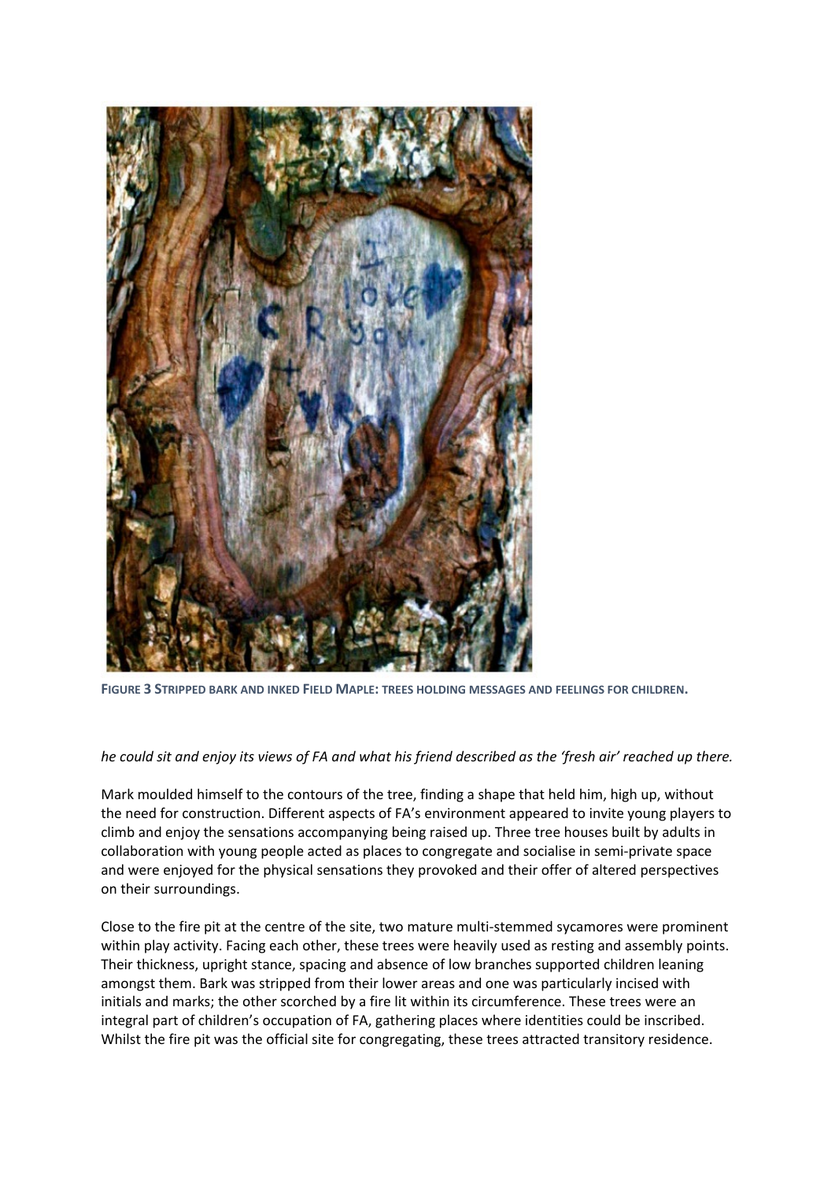**FIGURE 3 STRIPPED BARK AND INKED FIELD MAPLE: TREES HOLDING MESSAGES AND FEELINGS FOR CHILDREN.**

*he could sit and enjoy its views of FA and what his friend described as the 'fresh air' reached up there.*

Mark moulded himself to the contours of the tree, finding a shape that held him, high up, without the need for construction. Different aspects of FA's environment appeared to invite young players to climb and enjoy the sensations accompanying being raised up. Three tree houses built by adults in collaboration with young people acted as places to congregate and socialise in semi-private space and were enjoyed for the physical sensations they provoked and their offer of altered perspectives on their surroundings.

Close to the fire pit at the centre of the site, two mature multi-stemmed sycamores were prominent within play activity. Facing each other, these trees were heavily used as resting and assembly points. Their thickness, upright stance, spacing and absence of low branches supported children leaning amongst them. Bark was stripped from their lower areas and one was particularly incised with initials and marks; the other scorched by a fire lit within its circumference. These trees were an integral part of children's occupation of FA, gathering places where identities could be inscribed. Whilst the fire pit was the official site for congregating, these trees attracted transitory residence.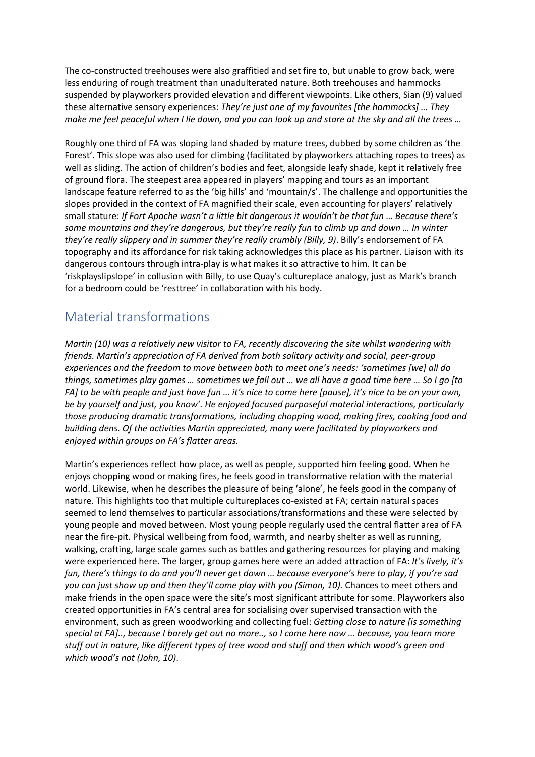The co-constructed treehouses were also graffitied and set fire to, but unable to grow back, were less enduring of rough treatment than unadulterated nature. Both treehouses and hammocks suspended by playworkers provided elevation and different viewpoints. Like others, Sian (9) valued these alternative sensory experiences: *They're just one of my favourites [the hammocks] … They make me feel peaceful when I lie down, and you can look up and stare at the sky and all the trees …*

Roughly one third of FA was sloping land shaded by mature trees, dubbed by some children as 'the Forest'. This slope was also used for climbing (facilitated by playworkers attaching ropes to trees) as well as sliding. The action of children's bodies and feet, alongside leafy shade, kept it relatively free of ground flora. The steepest area appeared in players' mapping and tours as an important landscape feature referred to as the 'big hills' and 'mountain/s'. The challenge and opportunities the slopes provided in the context of FA magnified their scale, even accounting for players' relatively small stature: *If Fort Apache wasn't a little bit dangerous it wouldn't be that fun … Because there's some mountains and they're dangerous, but they're really fun to climb up and down … In winter they're really slippery and in summer they're really crumbly (Billy, 9)*. Billy's endorsement of FA topography and its affordance for risk taking acknowledges this place as his partner. Liaison with its dangerous contours through intra-play is what makes it so attractive to him. It can be 'riskplayslipslope' in collusion with Billy, to use Quay's cultureplace analogy, just as Mark's branch for a bedroom could be 'resttree' in collaboration with his body.

## Material transformations

*Martin (10) was a relatively new visitor to FA, recently discovering the site whilst wandering with friends. Martin's appreciation of FA derived from both solitary activity and social, peer-group experiences and the freedom to move between both to meet one's needs: 'sometimes [we] all do things, sometimes play games … sometimes we fall out … we all have a good time here … So I go [to FA] to be with people and just have fun … it's nice to come here [pause], it's nice to be on your own, be by yourself and just, you know'. He enjoyed focused purposeful material interactions, particularly those producing dramatic transformations, including chopping wood, making fires, cooking food and building dens. Of the activities Martin appreciated, many were facilitated by playworkers and enjoyed within groups on FA's flatter areas.*

Martin's experiences reflect how place, as well as people, supported him feeling good. When he enjoys chopping wood or making fires, he feels good in transformative relation with the material world. Likewise, when he describes the pleasure of being 'alone', he feels good in the company of nature. This highlights too that multiple cultureplaces co-existed at FA; certain natural spaces seemed to lend themselves to particular associations/transformations and these were selected by young people and moved between. Most young people regularly used the central flatter area of FA near the fire-pit. Physical wellbeing from food, warmth, and nearby shelter as well as running, walking, crafting, large scale games such as battles and gathering resources for playing and making were experienced here. The larger, group games here were an added attraction of FA: *It's lively, it's fun, there's things to do and you'll never get down … because everyone's here to play, if you're sad you can just show up and then they'll come play with you (Simon, 10).* Chances to meet others and make friends in the open space were the site's most significant attribute for some. Playworkers also created opportunities in FA's central area for socialising over supervised transaction with the environment, such as green woodworking and collecting fuel: *Getting close to nature [is something special at FA].., because I barely get out no more.., so I come here now … because, you learn more stuff out in nature, like different types of tree wood and stuff and then which wood's green and which wood's not (John, 10)*.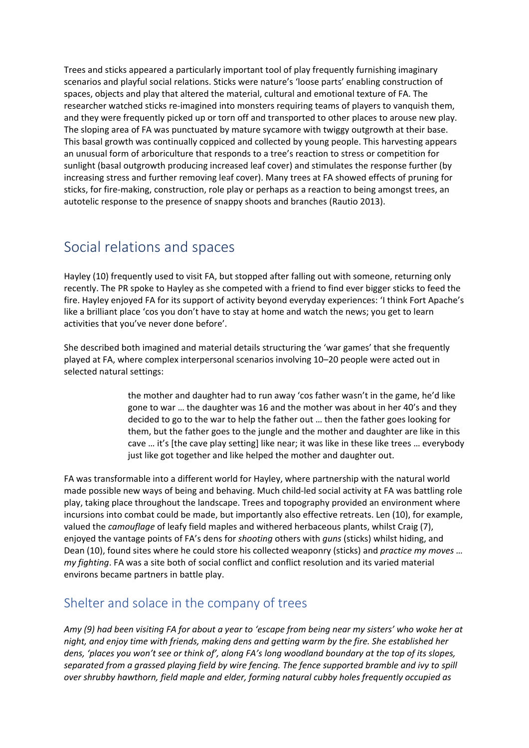Trees and sticks appeared a particularly important tool of play frequently furnishing imaginary scenarios and playful social relations. Sticks were nature's 'loose parts' enabling construction of spaces, objects and play that altered the material, cultural and emotional texture of FA. The researcher watched sticks re-imagined into monsters requiring teams of players to vanquish them, and they were frequently picked up or torn off and transported to other places to arouse new play. The sloping area of FA was punctuated by mature sycamore with twiggy outgrowth at their base. This basal growth was continually coppiced and collected by young people. This harvesting appears an unusual form of arboriculture that responds to a tree's reaction to stress or competition for sunlight (basal outgrowth producing increased leaf cover) and stimulates the response further (by increasing stress and further removing leaf cover). Many trees at FA showed effects of pruning for sticks, for fire-making, construction, role play or perhaps as a reaction to being amongst trees, an autotelic response to the presence of snappy shoots and branches (Rautio 2013).

## Social relations and spaces

Hayley (10) frequently used to visit FA, but stopped after falling out with someone, returning only recently. The PR spoke to Hayley as she competed with a friend to find ever bigger sticks to feed the fire. Hayley enjoyed FA for its support of activity beyond everyday experiences: 'I think Fort Apache's like a brilliant place 'cos you don't have to stay at home and watch the news; you get to learn activities that you've never done before'.

She described both imagined and material details structuring the 'war games' that she frequently played at FA, where complex interpersonal scenarios involving 10–20 people were acted out in selected natural settings:

> the mother and daughter had to run away 'cos father wasn't in the game, he'd like gone to war … the daughter was 16 and the mother was about in her 40's and they decided to go to the war to help the father out … then the father goes looking for them, but the father goes to the jungle and the mother and daughter are like in this cave … it's [the cave play setting] like near; it was like in these like trees … everybody just like got together and like helped the mother and daughter out.

FA was transformable into a different world for Hayley, where partnership with the natural world made possible new ways of being and behaving. Much child-led social activity at FA was battling role play, taking place throughout the landscape. Trees and topography provided an environment where incursions into combat could be made, but importantly also effective retreats. Len (10), for example, valued the *camouflage* of leafy field maples and withered herbaceous plants, whilst Craig (7), enjoyed the vantage points of FA's dens for *shooting* others with *guns* (sticks) whilst hiding, and Dean (10), found sites where he could store his collected weaponry (sticks) and *practice my moves … my fighting*. FA was a site both of social conflict and conflict resolution and its varied material environs became partners in battle play.

## Shelter and solace in the company of trees

*Amy (9) had been visiting FA for about a year to 'escape from being near my sisters' who woke her at night, and enjoy time with friends, making dens and getting warm by the fire. She established her dens, 'places you won't see or think of', along FA's long woodland boundary at the top of its slopes, separated from a grassed playing field by wire fencing. The fence supported bramble and ivy to spill over shrubby hawthorn, field maple and elder, forming natural cubby holes frequently occupied as*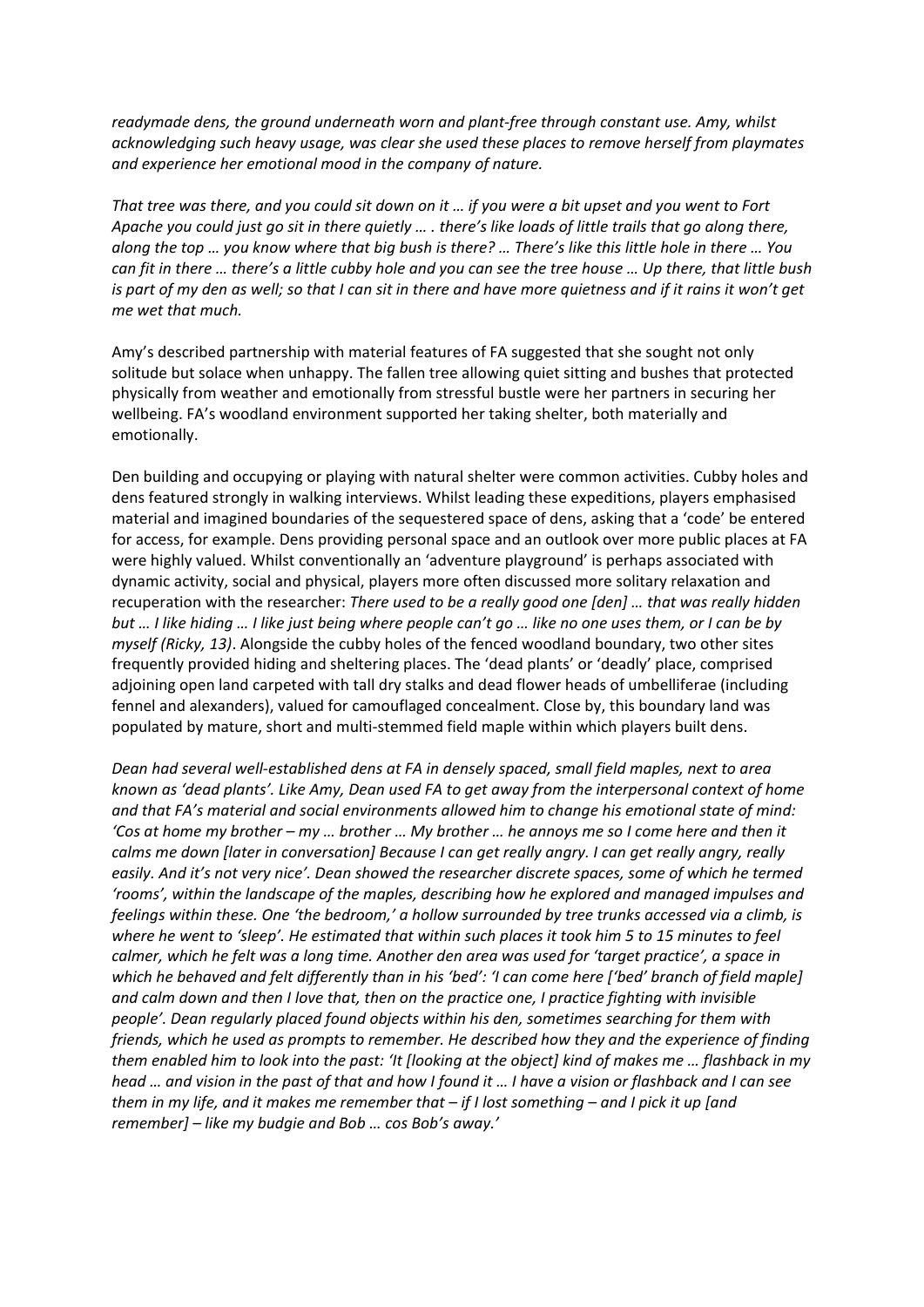*readymade dens, the ground underneath worn and plant-free through constant use. Amy, whilst acknowledging such heavy usage, was clear she used these places to remove herself from playmates and experience her emotional mood in the company of nature.*

*That tree was there, and you could sit down on it … if you were a bit upset and you went to Fort Apache you could just go sit in there quietly … . there's like loads of little trails that go along there, along the top … you know where that big bush is there? … There's like this little hole in there … You can fit in there … there's a little cubby hole and you can see the tree house … Up there, that little bush is part of my den as well; so that I can sit in there and have more quietness and if it rains it won't get me wet that much.*

Amy's described partnership with material features of FA suggested that she sought not only solitude but solace when unhappy. The fallen tree allowing quiet sitting and bushes that protected physically from weather and emotionally from stressful bustle were her partners in securing her wellbeing. FA's woodland environment supported her taking shelter, both materially and emotionally.

Den building and occupying or playing with natural shelter were common activities. Cubby holes and dens featured strongly in walking interviews. Whilst leading these expeditions, players emphasised material and imagined boundaries of the sequestered space of dens, asking that a 'code' be entered for access, for example. Dens providing personal space and an outlook over more public places at FA were highly valued. Whilst conventionally an 'adventure playground' is perhaps associated with dynamic activity, social and physical, players more often discussed more solitary relaxation and recuperation with the researcher: *There used to be a really good one [den] … that was really hidden but … I like hiding … I like just being where people can't go … like no one uses them, or I can be by myself (Ricky, 13)*. Alongside the cubby holes of the fenced woodland boundary, two other sites frequently provided hiding and sheltering places. The 'dead plants' or 'deadly' place, comprised adjoining open land carpeted with tall dry stalks and dead flower heads of umbelliferae (including fennel and alexanders), valued for camouflaged concealment. Close by, this boundary land was populated by mature, short and multi-stemmed field maple within which players built dens.

*Dean had several well-established dens at FA in densely spaced, small field maples, next to area known as 'dead plants'. Like Amy, Dean used FA to get away from the interpersonal context of home and that FA's material and social environments allowed him to change his emotional state of mind: 'Cos at home my brother – my … brother … My brother … he annoys me so I come here and then it calms me down [later in conversation] Because I can get really angry. I can get really angry, really easily. And it's not very nice'. Dean showed the researcher discrete spaces, some of which he termed 'rooms', within the landscape of the maples, describing how he explored and managed impulses and feelings within these. One 'the bedroom,' a hollow surrounded by tree trunks accessed via a climb, is where he went to 'sleep'. He estimated that within such places it took him 5 to 15 minutes to feel calmer, which he felt was a long time. Another den area was used for 'target practice', a space in which he behaved and felt differently than in his 'bed': 'I can come here ['bed' branch of field maple] and calm down and then I love that, then on the practice one, I practice fighting with invisible people'. Dean regularly placed found objects within his den, sometimes searching for them with friends, which he used as prompts to remember. He described how they and the experience of finding them enabled him to look into the past: 'It [looking at the object] kind of makes me … flashback in my head … and vision in the past of that and how I found it … I have a vision or flashback and I can see them in my life, and it makes me remember that – if I lost something – and I pick it up [and remember] – like my budgie and Bob … cos Bob's away.'*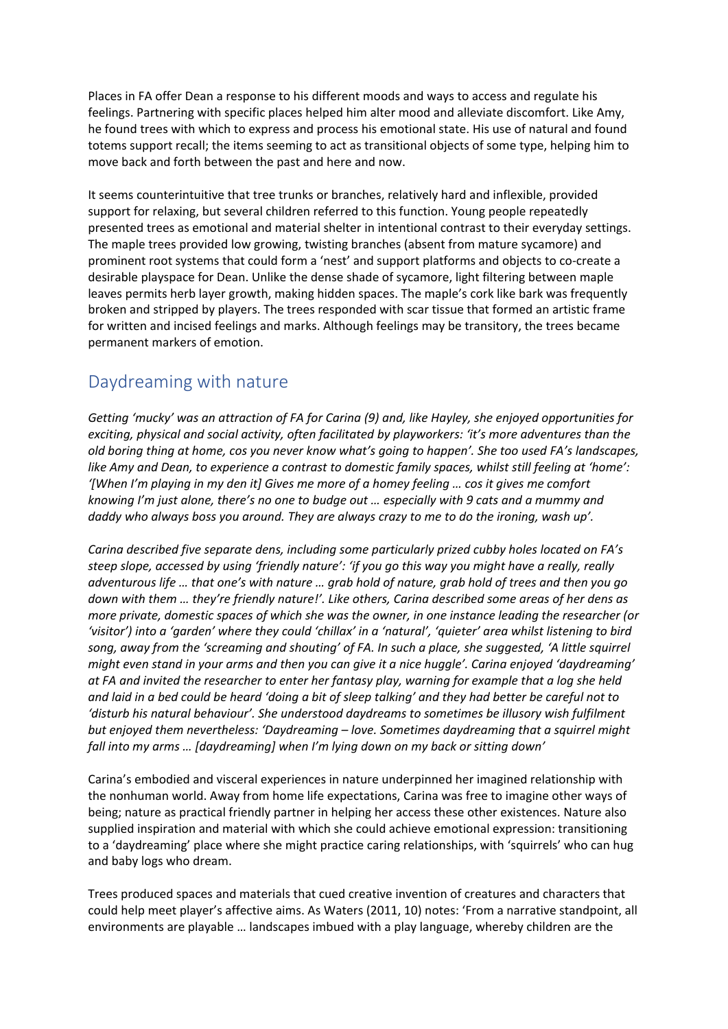Places in FA offer Dean a response to his different moods and ways to access and regulate his feelings. Partnering with specific places helped him alter mood and alleviate discomfort. Like Amy, he found trees with which to express and process his emotional state. His use of natural and found totems support recall; the items seeming to act as transitional objects of some type, helping him to move back and forth between the past and here and now.

It seems counterintuitive that tree trunks or branches, relatively hard and inflexible, provided support for relaxing, but several children referred to this function. Young people repeatedly presented trees as emotional and material shelter in intentional contrast to their everyday settings. The maple trees provided low growing, twisting branches (absent from mature sycamore) and prominent root systems that could form a 'nest' and support platforms and objects to co-create a desirable playspace for Dean. Unlike the dense shade of sycamore, light filtering between maple leaves permits herb layer growth, making hidden spaces. The maple's cork like bark was frequently broken and stripped by players. The trees responded with scar tissue that formed an artistic frame for written and incised feelings and marks. Although feelings may be transitory, the trees became permanent markers of emotion.

## Daydreaming with nature

*Getting 'mucky' was an attraction of FA for Carina (9) and, like Hayley, she enjoyed opportunities for exciting, physical and social activity, often facilitated by playworkers: 'it's more adventures than the old boring thing at home, cos you never know what's going to happen'. She too used FA's landscapes, like Amy and Dean, to experience a contrast to domestic family spaces, whilst still feeling at 'home': '[When I'm playing in my den it] Gives me more of a homey feeling … cos it gives me comfort knowing I'm just alone, there's no one to budge out … especially with 9 cats and a mummy and daddy who always boss you around. They are always crazy to me to do the ironing, wash up'.*

*Carina described five separate dens, including some particularly prized cubby holes located on FA's steep slope, accessed by using 'friendly nature': 'if you go this way you might have a really, really adventurous life … that one's with nature … grab hold of nature, grab hold of trees and then you go down with them … they're friendly nature!'. Like others, Carina described some areas of her dens as more private, domestic spaces of which she was the owner, in one instance leading the researcher (or 'visitor') into a 'garden' where they could 'chillax' in a 'natural', 'quieter' area whilst listening to bird song, away from the 'screaming and shouting' of FA. In such a place, she suggested, 'A little squirrel might even stand in your arms and then you can give it a nice huggle'. Carina enjoyed 'daydreaming' at FA and invited the researcher to enter her fantasy play, warning for example that a log she held and laid in a bed could be heard 'doing a bit of sleep talking' and they had better be careful not to 'disturb his natural behaviour'. She understood daydreams to sometimes be illusory wish fulfilment but enjoyed them nevertheless: 'Daydreaming – love. Sometimes daydreaming that a squirrel might fall into my arms … [daydreaming] when I'm lying down on my back or sitting down'*

Carina's embodied and visceral experiences in nature underpinned her imagined relationship with the nonhuman world. Away from home life expectations, Carina was free to imagine other ways of being; nature as practical friendly partner in helping her access these other existences. Nature also supplied inspiration and material with which she could achieve emotional expression: transitioning to a 'daydreaming' place where she might practice caring relationships, with 'squirrels' who can hug and baby logs who dream.

Trees produced spaces and materials that cued creative invention of creatures and characters that could help meet player's affective aims. As Waters (2011, 10) notes: 'From a narrative standpoint, all environments are playable … landscapes imbued with a play language, whereby children are the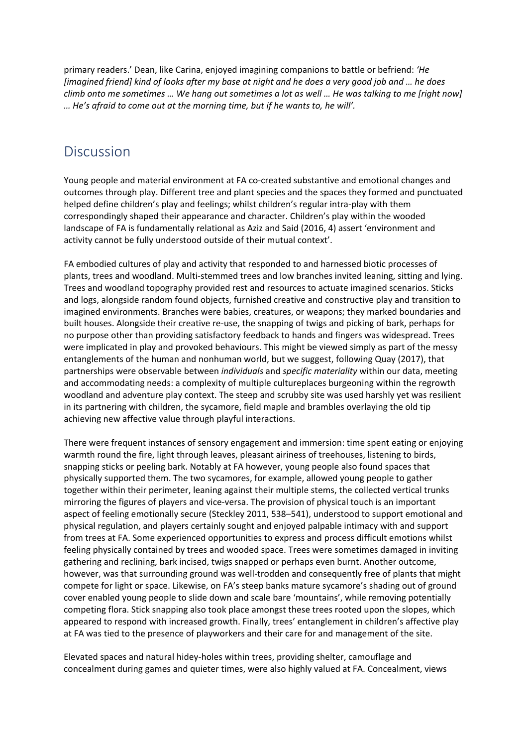primary readers.' Dean, like Carina, enjoyed imagining companions to battle or befriend: *'He [imagined friend] kind of looks after my base at night and he does a very good job and … he does climb onto me sometimes … We hang out sometimes a lot as well … He was talking to me [right now] … He's afraid to come out at the morning time, but if he wants to, he will'.*

## Discussion

Young people and material environment at FA co-created substantive and emotional changes and outcomes through play. Different tree and plant species and the spaces they formed and punctuated helped define children's play and feelings; whilst children's regular intra-play with them correspondingly shaped their appearance and character. Children's play within the wooded landscape of FA is fundamentally relational as Aziz and Said (2016, 4) assert 'environment and activity cannot be fully understood outside of their mutual context'.

FA embodied cultures of play and activity that responded to and harnessed biotic processes of plants, trees and woodland. Multi-stemmed trees and low branches invited leaning, sitting and lying. Trees and woodland topography provided rest and resources to actuate imagined scenarios. Sticks and logs, alongside random found objects, furnished creative and constructive play and transition to imagined environments. Branches were babies, creatures, or weapons; they marked boundaries and built houses. Alongside their creative re-use, the snapping of twigs and picking of bark, perhaps for no purpose other than providing satisfactory feedback to hands and fingers was widespread. Trees were implicated in play and provoked behaviours. This might be viewed simply as part of the messy entanglements of the human and nonhuman world, but we suggest, following Quay (2017), that partnerships were observable between *individuals* and *specific materiality* within our data, meeting and accommodating needs: a complexity of multiple cultureplaces burgeoning within the regrowth woodland and adventure play context. The steep and scrubby site was used harshly yet was resilient in its partnering with children, the sycamore, field maple and brambles overlaying the old tip achieving new affective value through playful interactions.

There were frequent instances of sensory engagement and immersion: time spent eating or enjoying warmth round the fire, light through leaves, pleasant airiness of treehouses, listening to birds, snapping sticks or peeling bark. Notably at FA however, young people also found spaces that physically supported them. The two sycamores, for example, allowed young people to gather together within their perimeter, leaning against their multiple stems, the collected vertical trunks mirroring the figures of players and vice-versa. The provision of physical touch is an important aspect of feeling emotionally secure (Steckley 2011, 538–541), understood to support emotional and physical regulation, and players certainly sought and enjoyed palpable intimacy with and support from trees at FA. Some experienced opportunities to express and process difficult emotions whilst feeling physically contained by trees and wooded space. Trees were sometimes damaged in inviting gathering and reclining, bark incised, twigs snapped or perhaps even burnt. Another outcome, however, was that surrounding ground was well-trodden and consequently free of plants that might compete for light or space. Likewise, on FA's steep banks mature sycamore's shading out of ground cover enabled young people to slide down and scale bare 'mountains', while removing potentially competing flora. Stick snapping also took place amongst these trees rooted upon the slopes, which appeared to respond with increased growth. Finally, trees' entanglement in children's affective play at FA was tied to the presence of playworkers and their care for and management of the site.

Elevated spaces and natural hidey-holes within trees, providing shelter, camouflage and concealment during games and quieter times, were also highly valued at FA. Concealment, views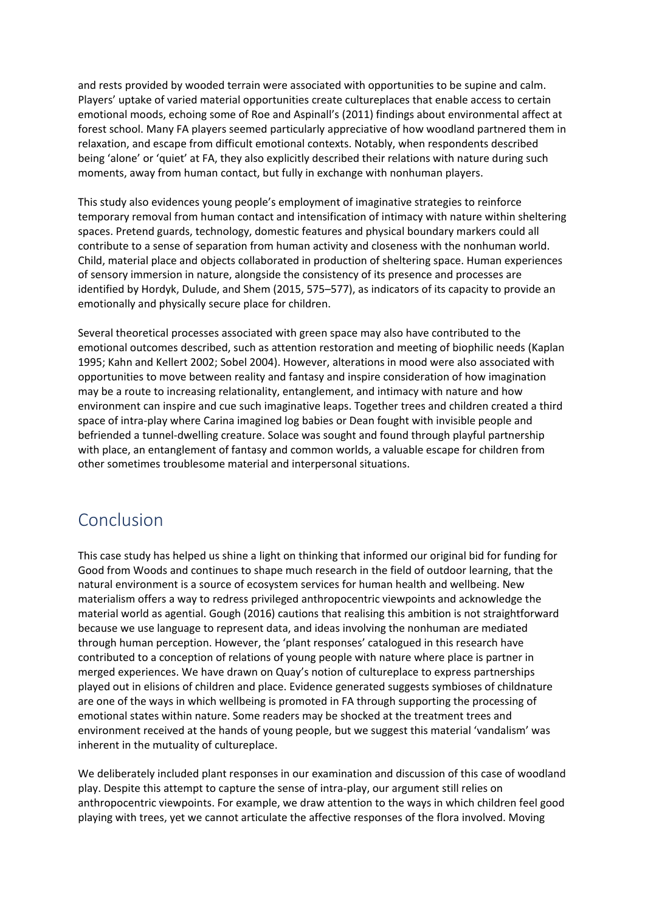and rests provided by wooded terrain were associated with opportunities to be supine and calm. Players' uptake of varied material opportunities create cultureplaces that enable access to certain emotional moods, echoing some of Roe and Aspinall's (2011) findings about environmental affect at forest school. Many FA players seemed particularly appreciative of how woodland partnered them in relaxation, and escape from difficult emotional contexts. Notably, when respondents described being 'alone' or 'quiet' at FA, they also explicitly described their relations with nature during such moments, away from human contact, but fully in exchange with nonhuman players.

This study also evidences young people's employment of imaginative strategies to reinforce temporary removal from human contact and intensification of intimacy with nature within sheltering spaces. Pretend guards, technology, domestic features and physical boundary markers could all contribute to a sense of separation from human activity and closeness with the nonhuman world. Child, material place and objects collaborated in production of sheltering space. Human experiences of sensory immersion in nature, alongside the consistency of its presence and processes are identified by Hordyk, Dulude, and Shem (2015, 575–577), as indicators of its capacity to provide an emotionally and physically secure place for children.

Several theoretical processes associated with green space may also have contributed to the emotional outcomes described, such as attention restoration and meeting of biophilic needs (Kaplan 1995; Kahn and Kellert 2002; Sobel 2004). However, alterations in mood were also associated with opportunities to move between reality and fantasy and inspire consideration of how imagination may be a route to increasing relationality, entanglement, and intimacy with nature and how environment can inspire and cue such imaginative leaps. Together trees and children created a third space of intra-play where Carina imagined log babies or Dean fought with invisible people and befriended a tunnel-dwelling creature. Solace was sought and found through playful partnership with place, an entanglement of fantasy and common worlds, a valuable escape for children from other sometimes troublesome material and interpersonal situations.

# Conclusion

This case study has helped us shine a light on thinking that informed our original bid for funding for Good from Woods and continues to shape much research in the field of outdoor learning, that the natural environment is a source of ecosystem services for human health and wellbeing. New materialism offers a way to redress privileged anthropocentric viewpoints and acknowledge the material world as agential. Gough (2016) cautions that realising this ambition is not straightforward because we use language to represent data, and ideas involving the nonhuman are mediated through human perception. However, the 'plant responses' catalogued in this research have contributed to a conception of relations of young people with nature where place is partner in merged experiences. We have drawn on Quay's notion of cultureplace to express partnerships played out in elisions of children and place. Evidence generated suggests symbioses of childnature are one of the ways in which wellbeing is promoted in FA through supporting the processing of emotional states within nature. Some readers may be shocked at the treatment trees and environment received at the hands of young people, but we suggest this material 'vandalism' was inherent in the mutuality of cultureplace.

We deliberately included plant responses in our examination and discussion of this case of woodland play. Despite this attempt to capture the sense of intra-play, our argument still relies on anthropocentric viewpoints. For example, we draw attention to the ways in which children feel good playing with trees, yet we cannot articulate the affective responses of the flora involved. Moving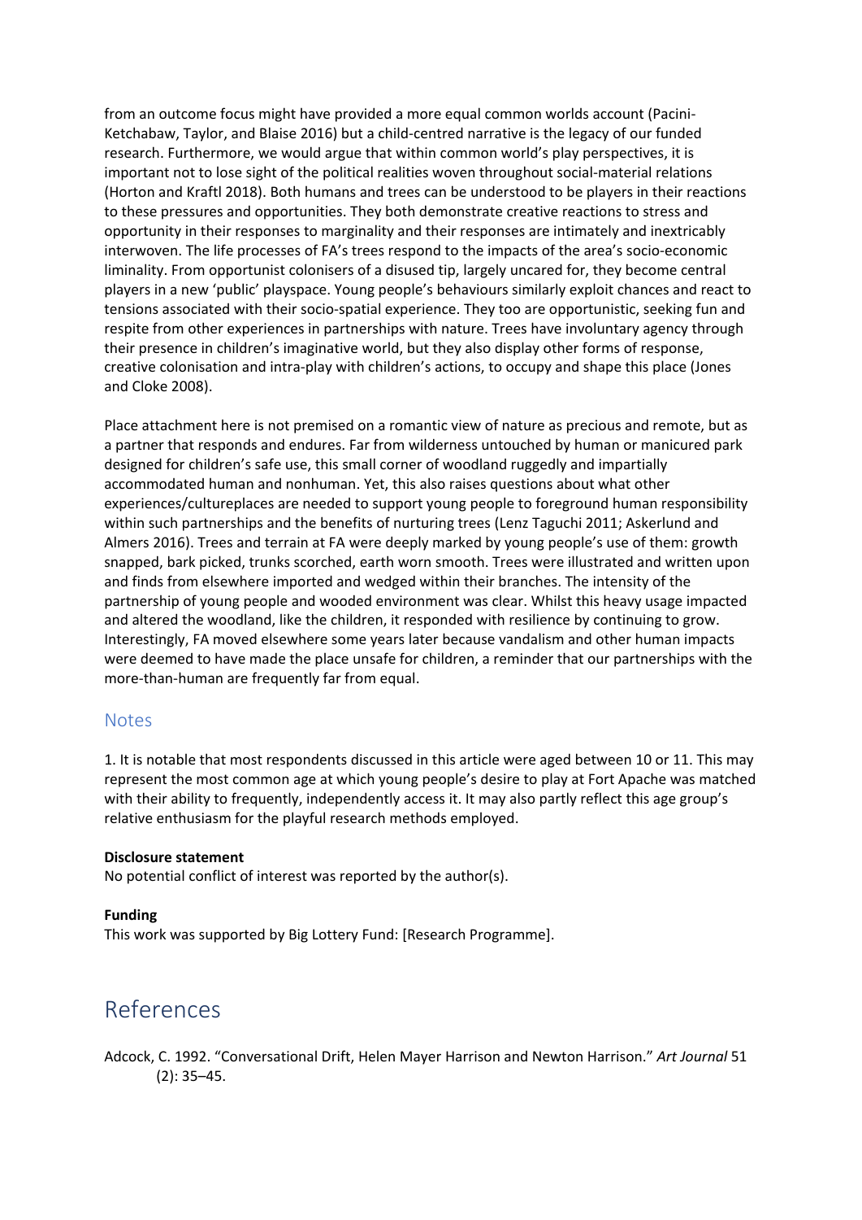from an outcome focus might have provided a more equal common worlds account (Pacini-Ketchabaw, Taylor, and Blaise 2016) but a child-centred narrative is the legacy of our funded research. Furthermore, we would argue that within common world's play perspectives, it is important not to lose sight of the political realities woven throughout social-material relations (Horton and Kraftl 2018). Both humans and trees can be understood to be players in their reactions to these pressures and opportunities. They both demonstrate creative reactions to stress and opportunity in their responses to marginality and their responses are intimately and inextricably interwoven. The life processes of FA's trees respond to the impacts of the area's socio-economic liminality. From opportunist colonisers of a disused tip, largely uncared for, they become central players in a new 'public' playspace. Young people's behaviours similarly exploit chances and react to tensions associated with their socio-spatial experience. They too are opportunistic, seeking fun and respite from other experiences in partnerships with nature. Trees have involuntary agency through their presence in children's imaginative world, but they also display other forms of response, creative colonisation and intra-play with children's actions, to occupy and shape this place (Jones and Cloke 2008).

Place attachment here is not premised on a romantic view of nature as precious and remote, but as a partner that responds and endures. Far from wilderness untouched by human or manicured park designed for children's safe use, this small corner of woodland ruggedly and impartially accommodated human and nonhuman. Yet, this also raises questions about what other experiences/cultureplaces are needed to support young people to foreground human responsibility within such partnerships and the benefits of nurturing trees (Lenz Taguchi 2011; Askerlund and Almers 2016). Trees and terrain at FA were deeply marked by young people's use of them: growth snapped, bark picked, trunks scorched, earth worn smooth. Trees were illustrated and written upon and finds from elsewhere imported and wedged within their branches. The intensity of the partnership of young people and wooded environment was clear. Whilst this heavy usage impacted and altered the woodland, like the children, it responded with resilience by continuing to grow. Interestingly, FA moved elsewhere some years later because vandalism and other human impacts were deemed to have made the place unsafe for children, a reminder that our partnerships with the more-than-human are frequently far from equal.

## Notes

1. It is notable that most respondents discussed in this article were aged between 10 or 11. This may represent the most common age at which young people's desire to play at Fort Apache was matched with their ability to frequently, independently access it. It may also partly reflect this age group's relative enthusiasm for the playful research methods employed.

**Disclosure statement**
No potential conflict of interest was reported by the author(s).

**Funding**
This work was supported by Big Lottery Fund: [Research Programme].

# References

Adcock, C. 1992. "Conversational Drift, Helen Mayer Harrison and Newton Harrison." *Art Journal* 51 (2): 35–45.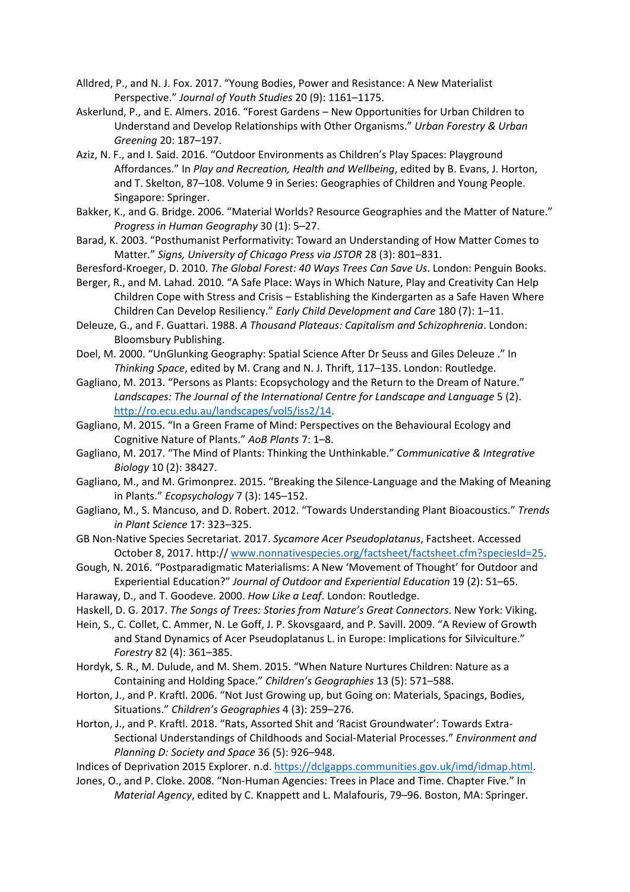Alldred, P., and N. J. Fox. 2017. “Young Bodies, Power and Resistance: A New Materialist Perspective.” *Journal of Youth Studies* 20 (9): 1161–1175.

Askerlund, P., and E. Almers. 2016. “Forest Gardens – New Opportunities for Urban Children to Understand and Develop Relationships with Other Organisms.” *Urban Forestry & Urban Greening* 20: 187–197.

Aziz, N. F., and I. Said. 2016. “Outdoor Environments as Children’s Play Spaces: Playground Affordances.” In *Play and Recreation, Health and Wellbeing*, edited by B. Evans, J. Horton, and T. Skelton, 87–108. Volume 9 in Series: Geographies of Children and Young People. Singapore: Springer.

Bakker, K., and G. Bridge. 2006. “Material Worlds? Resource Geographies and the Matter of Nature.” *Progress in Human Geography* 30 (1): 5–27.

Barad, K. 2003. “Posthumanist Performativity: Toward an Understanding of How Matter Comes to Matter.” *Signs, University of Chicago Press via JSTOR* 28 (3): 801–831.

Beresford-Kroeger, D. 2010. *The Global Forest: 40 Ways Trees Can Save Us*. London: Penguin Books.

Berger, R., and M. Lahad. 2010. “A Safe Place: Ways in Which Nature, Play and Creativity Can Help Children Cope with Stress and Crisis – Establishing the Kindergarten as a Safe Haven Where Children Can Develop Resiliency.” *Early Child Development and Care* 180 (7): 1–11.

Deleuze, G., and F. Guattari. 1988. *A Thousand Plateaus: Capitalism and Schizophrenia*. London: Bloomsbury Publishing.

Doel, M. 2000. “UnGlunking Geography: Spatial Science After Dr Seuss and Giles Deleuze .” In *Thinking Space*, edited by M. Crang and N. J. Thrift, 117–135. London: Routledge.

Gagliano, M. 2013. “Persons as Plants: Ecopsychology and the Return to the Dream of Nature.” *Landscapes: The Journal of the International Centre for Landscape and Language* 5 (2). http://ro.ecu.edu.au/landscapes/vol5/iss2/14.

Gagliano, M. 2015. “In a Green Frame of Mind: Perspectives on the Behavioural Ecology and Cognitive Nature of Plants.” *AoB Plants* 7: 1–8.

Gagliano, M. 2017. “The Mind of Plants: Thinking the Unthinkable.” *Communicative & Integrative Biology* 10 (2): 38427.

Gagliano, M., and M. Grimonprez. 2015. “Breaking the Silence-Language and the Making of Meaning in Plants.” *Ecopsychology* 7 (3): 145–152.

Gagliano, M., S. Mancuso, and D. Robert. 2012. “Towards Understanding Plant Bioacoustics.” *Trends in Plant Science* 17: 323–325.

GB Non-Native Species Secretariat. 2017. *Sycamore Acer Pseudoplatanus*, Factsheet. Accessed October 8, 2017. http:// www.nonnativespecies.org/factsheet/factsheet.cfm?speciesId=25.

Gough, N. 2016. “Postparadigmatic Materialisms: A New ‘Movement of Thought’ for Outdoor and Experiential Education?” *Journal of Outdoor and Experiential Education* 19 (2): 51–65.

Haraway, D., and T. Goodeve. 2000. *How Like a Leaf*. London: Routledge.

Haskell, D. G. 2017. *The Songs of Trees: Stories from Nature’s Great Connectors*. New York: Viking.

Hein, S., C. Collet, C. Ammer, N. Le Goff, J. P. Skovsgaard, and P. Savill. 2009. “A Review of Growth and Stand Dynamics of Acer Pseudoplatanus L. in Europe: Implications for Silviculture.” *Forestry* 82 (4): 361–385.

Hordyk, S. R., M. Dulude, and M. Shem. 2015. “When Nature Nurtures Children: Nature as a Containing and Holding Space.” *Children’s Geographies* 13 (5): 571–588.

Horton, J., and P. Kraftl. 2006. “Not Just Growing up, but Going on: Materials, Spacings, Bodies, Situations.” *Children’s Geographies* 4 (3): 259–276.

Horton, J., and P. Kraftl. 2018. “Rats, Assorted Shit and ‘Racist Groundwater’: Towards Extra-Sectional Understandings of Childhoods and Social-Material Processes.” *Environment and Planning D: Society and Space* 36 (5): 926–948.

Indices of Deprivation 2015 Explorer. n.d. https://dclgapps.communities.gov.uk/imd/idmap.html.

Jones, O., and P. Cloke. 2008. “Non-Human Agencies: Trees in Place and Time. Chapter Five.” In *Material Agency*, edited by C. Knappett and L. Malafouris, 79–96. Boston, MA: Springer.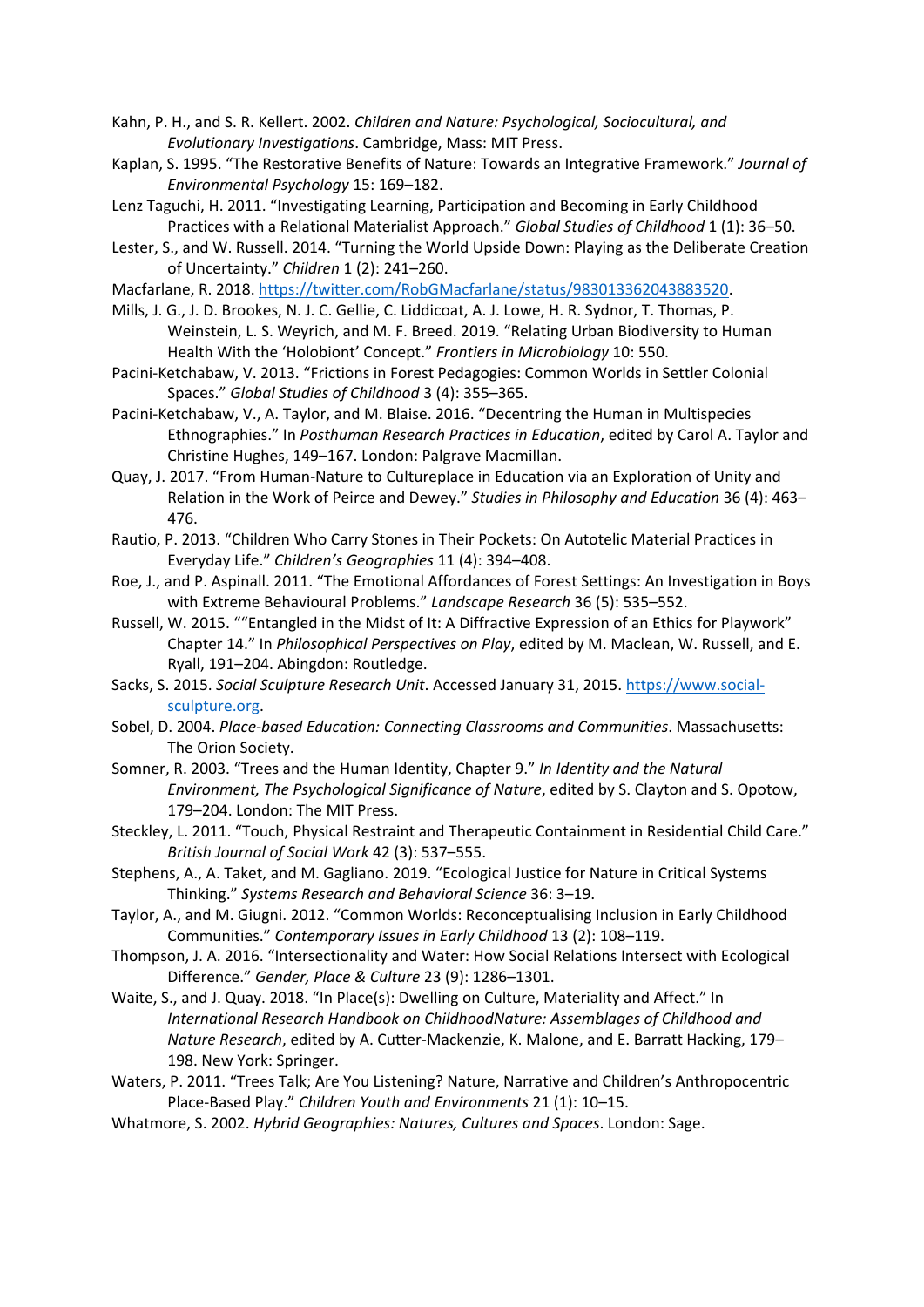Kahn, P. H., and S. R. Kellert. 2002. *Children and Nature: Psychological, Sociocultural, and Evolutionary Investigations*. Cambridge, Mass: MIT Press.

Kaplan, S. 1995. "The Restorative Benefits of Nature: Towards an Integrative Framework." *Journal of Environmental Psychology* 15: 169–182.

Lenz Taguchi, H. 2011. "Investigating Learning, Participation and Becoming in Early Childhood Practices with a Relational Materialist Approach." *Global Studies of Childhood* 1 (1): 36–50.

Lester, S., and W. Russell. 2014. "Turning the World Upside Down: Playing as the Deliberate Creation of Uncertainty." *Children* 1 (2): 241–260.

Macfarlane, R. 2018. https://twitter.com/RobGMacfarlane/status/983013362043883520.

Mills, J. G., J. D. Brookes, N. J. C. Gellie, C. Liddicoat, A. J. Lowe, H. R. Sydnor, T. Thomas, P. Weinstein, L. S. Weyrich, and M. F. Breed. 2019. "Relating Urban Biodiversity to Human Health With the 'Holobiont' Concept." *Frontiers in Microbiology* 10: 550.

Pacini-Ketchabaw, V. 2013. "Frictions in Forest Pedagogies: Common Worlds in Settler Colonial Spaces." *Global Studies of Childhood* 3 (4): 355–365.

Pacini-Ketchabaw, V., A. Taylor, and M. Blaise. 2016. "Decentring the Human in Multispecies Ethnographies." In *Posthuman Research Practices in Education*, edited by Carol A. Taylor and Christine Hughes, 149–167. London: Palgrave Macmillan.

Quay, J. 2017. "From Human-Nature to Cultureplace in Education via an Exploration of Unity and Relation in the Work of Peirce and Dewey." *Studies in Philosophy and Education* 36 (4): 463–476.

Rautio, P. 2013. "Children Who Carry Stones in Their Pockets: On Autotelic Material Practices in Everyday Life." *Children's Geographies* 11 (4): 394–408.

Roe, J., and P. Aspinall. 2011. "The Emotional Affordances of Forest Settings: An Investigation in Boys with Extreme Behavioural Problems." *Landscape Research* 36 (5): 535–552.

Russell, W. 2015. ""Entangled in the Midst of It: A Diffractive Expression of an Ethics for Playwork" Chapter 14." In *Philosophical Perspectives on Play*, edited by M. Maclean, W. Russell, and E. Ryall, 191–204. Abingdon: Routledge.

Sacks, S. 2015. *Social Sculpture Research Unit*. Accessed January 31, 2015. https://www.social-sculpture.org.

Sobel, D. 2004. *Place-based Education: Connecting Classrooms and Communities*. Massachusetts: The Orion Society.

Somner, R. 2003. "Trees and the Human Identity, Chapter 9." *In Identity and the Natural Environment, The Psychological Significance of Nature*, edited by S. Clayton and S. Opotow, 179–204. London: The MIT Press.

Steckley, L. 2011. "Touch, Physical Restraint and Therapeutic Containment in Residential Child Care." *British Journal of Social Work* 42 (3): 537–555.

Stephens, A., A. Taket, and M. Gagliano. 2019. "Ecological Justice for Nature in Critical Systems Thinking." *Systems Research and Behavioral Science* 36: 3–19.

Taylor, A., and M. Giugni. 2012. "Common Worlds: Reconceptualising Inclusion in Early Childhood Communities." *Contemporary Issues in Early Childhood* 13 (2): 108–119.

Thompson, J. A. 2016. "Intersectionality and Water: How Social Relations Intersect with Ecological Difference." *Gender, Place & Culture* 23 (9): 1286–1301.

Waite, S., and J. Quay. 2018. "In Place(s): Dwelling on Culture, Materiality and Affect." In *International Research Handbook on ChildhoodNature: Assemblages of Childhood and Nature Research*, edited by A. Cutter-Mackenzie, K. Malone, and E. Barratt Hacking, 179–198. New York: Springer.

Waters, P. 2011. "Trees Talk; Are You Listening? Nature, Narrative and Children's Anthropocentric Place-Based Play." *Children Youth and Environments* 21 (1): 10–15.

Whatmore, S. 2002. *Hybrid Geographies: Natures, Cultures and Spaces*. London: Sage.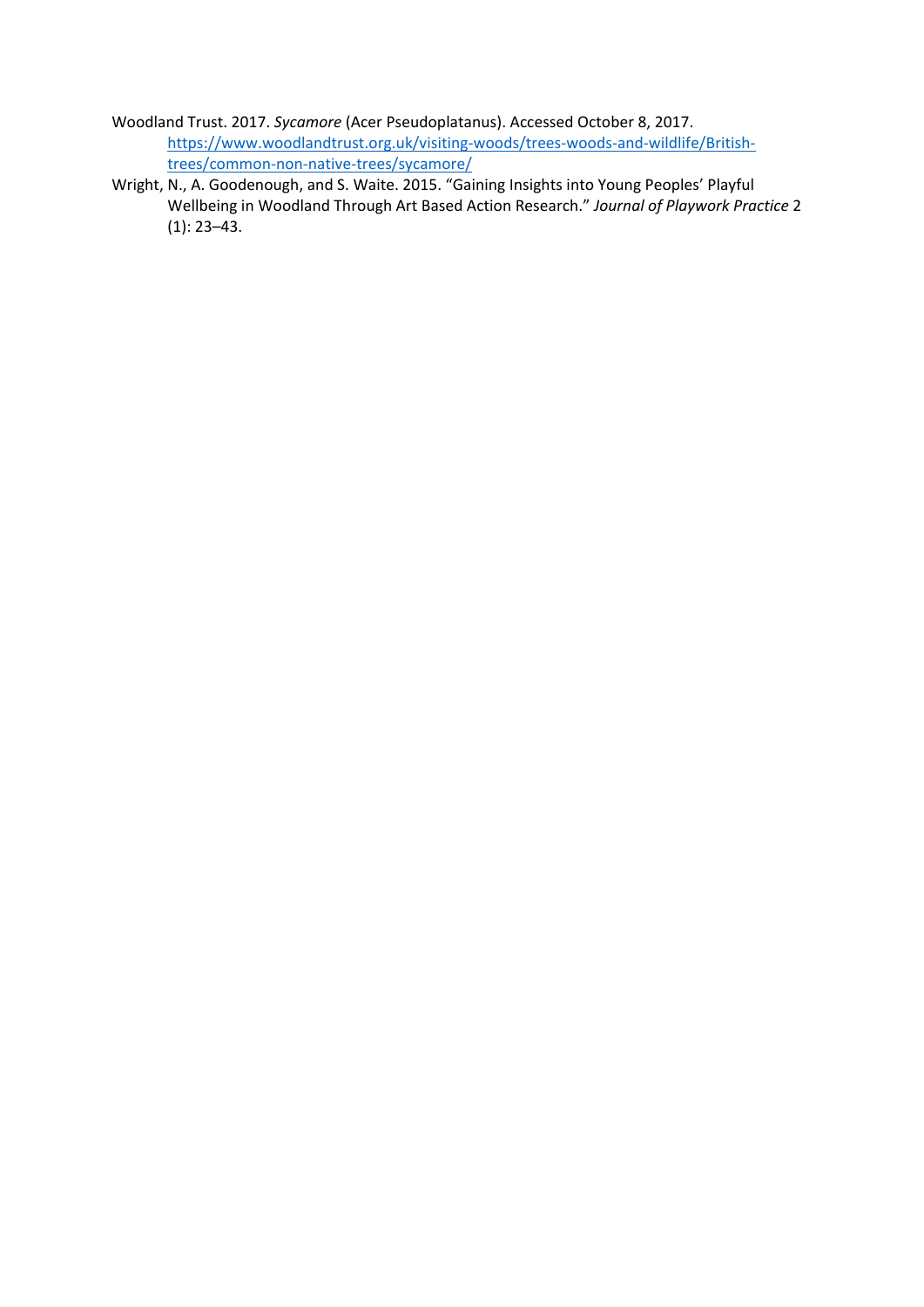Woodland Trust. 2017. *Sycamore* (Acer Pseudoplatanus). Accessed October 8, 2017. https://www.woodlandtrust.org.uk/visiting-woods/trees-woods-and-wildlife/British-trees/common-non-native-trees/sycamore/

Wright, N., A. Goodenough, and S. Waite. 2015. "Gaining Insights into Young Peoples' Playful Wellbeing in Woodland Through Art Based Action Research." *Journal of Playwork Practice* 2 (1): 23–43.